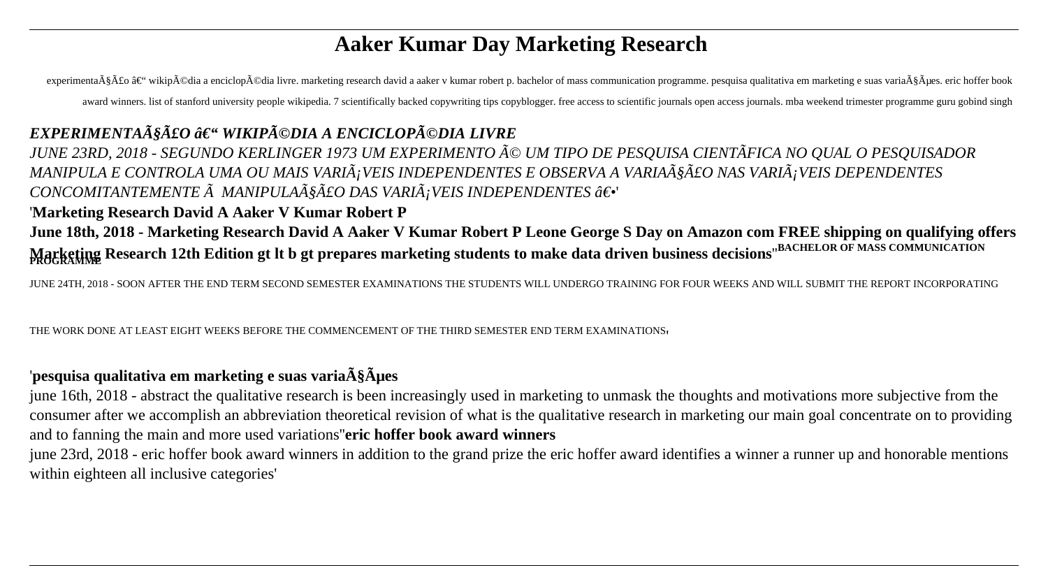# Aaker Kumar Day Marketing Research

experimentaÃ§Ã£o â€“ wikipÃ©dia a enciclopÃ©dia livre. marketing research david a aaker v kumar robert p. bachelor of mass communication programme. pesquisa qualitativa em marketing e suas variaÃ§Ãµes. eric hoffer book award winners. list of stanford university people wikipedia. 7 scientifically backed copywriting tips copyblogger. free access to scientific journals open access journals. mba weekend trimester programme guru gobind singh

## *EXPERIMENTAÃ§Ã£O â€“ WIKIPÃ©DIA A ENCICLOPÃ©DIA LIVRE*

*JUNE 23RD, 2018 - SEGUNDO KERLINGER 1973 UM EXPERIMENTO Ã© UM TIPO DE PESQUISA CIENTÃFICA NO QUAL O PESQUISADOR MANIPULA E CONTROLA UMA OU MAIS VARIÃ¡VEIS INDEPENDENTES E OBSERVA A VARIAÃ§Ã£O NAS VARIÃ¡VEIS DEPENDENTES CONCOMITANTEMENTE Ã MANIPULAÃ§Ã£O DAS VARIÃ¡VEIS INDEPENDENTES â€•'*

'**Marketing Research David A Aaker V Kumar Robert P**

**June 18th, 2018 - Marketing Research David A Aaker V Kumar Robert P Leone George S Day on Amazon com FREE shipping on qualifying offers Marketing Research 12th Edition gt lt b gt prepares marketing students to make data driven business decisions**''**BACHELOR OF MASS COMMUNICATION PROGRAMME**

JUNE 24TH, 2018 - SOON AFTER THE END TERM SECOND SEMESTER EXAMINATIONS THE STUDENTS WILL UNDERGO TRAINING FOR FOUR WEEKS AND WILL SUBMIT THE REPORT INCORPORATING THE WORK DONE AT LEAST EIGHT WEEKS BEFORE THE COMMENCEMENT OF THE THIRD SEMESTER END TERM EXAMINATIONS'

'**pesquisa qualitativa em marketing e suas variaÃ§Ãµes**

june 16th, 2018 - abstract the qualitative research is been increasingly used in marketing to unmask the thoughts and motivations more subjective from the consumer after we accomplish an abbreviation theoretical revision of what is the qualitative research in marketing our main goal concentrate on to providing and to fanning the main and more used variations''**eric hoffer book award winners**

june 23rd, 2018 - eric hoffer book award winners in addition to the grand prize the eric hoffer award identifies a winner a runner up and honorable mentions within eighteen all inclusive categories'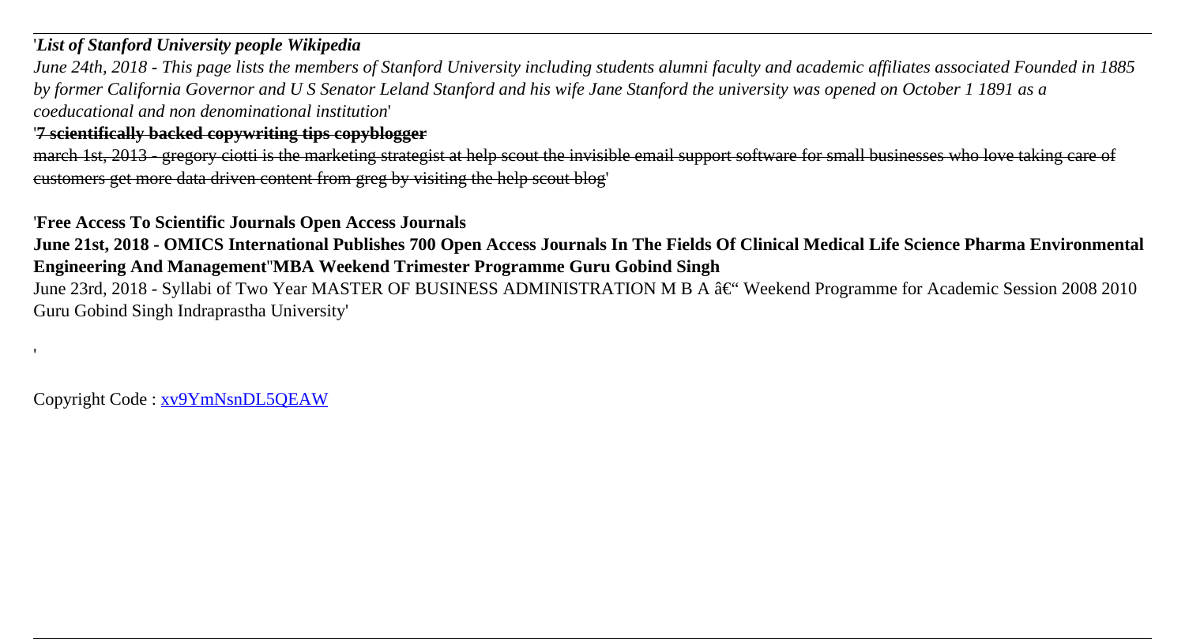'*List of Stanford University people Wikipedia*

*June 24th, 2018 - This page lists the members of Stanford University including students alumni faculty and academic affiliates associated Founded in 1885 by former California Governor and U S Senator Leland Stanford and his wife Jane Stanford the university was opened on October 1 1891 as a coeducational and non denominational institution*'

'~~**7 scientifically backed copywriting tips copyblogger**~~

~~march 1st, 2013 - gregory ciotti is the marketing strategist at help scout the invisible email support software for small businesses who love taking care of customers get more data driven content from greg by visiting the help scout blog~~'

'**Free Access To Scientific Journals Open Access Journals**

**June 21st, 2018 - OMICS International Publishes 700 Open Access Journals In The Fields Of Clinical Medical Life Science Pharma Environmental Engineering And Management**''**MBA Weekend Trimester Programme Guru Gobind Singh**

June 23rd, 2018 - Syllabi of Two Year MASTER OF BUSINESS ADMINISTRATION M B A â€" Weekend Programme for Academic Session 2008 2010 Guru Gobind Singh Indraprastha University'

'

Copyright Code : xv9YmNsnDL5QEAW